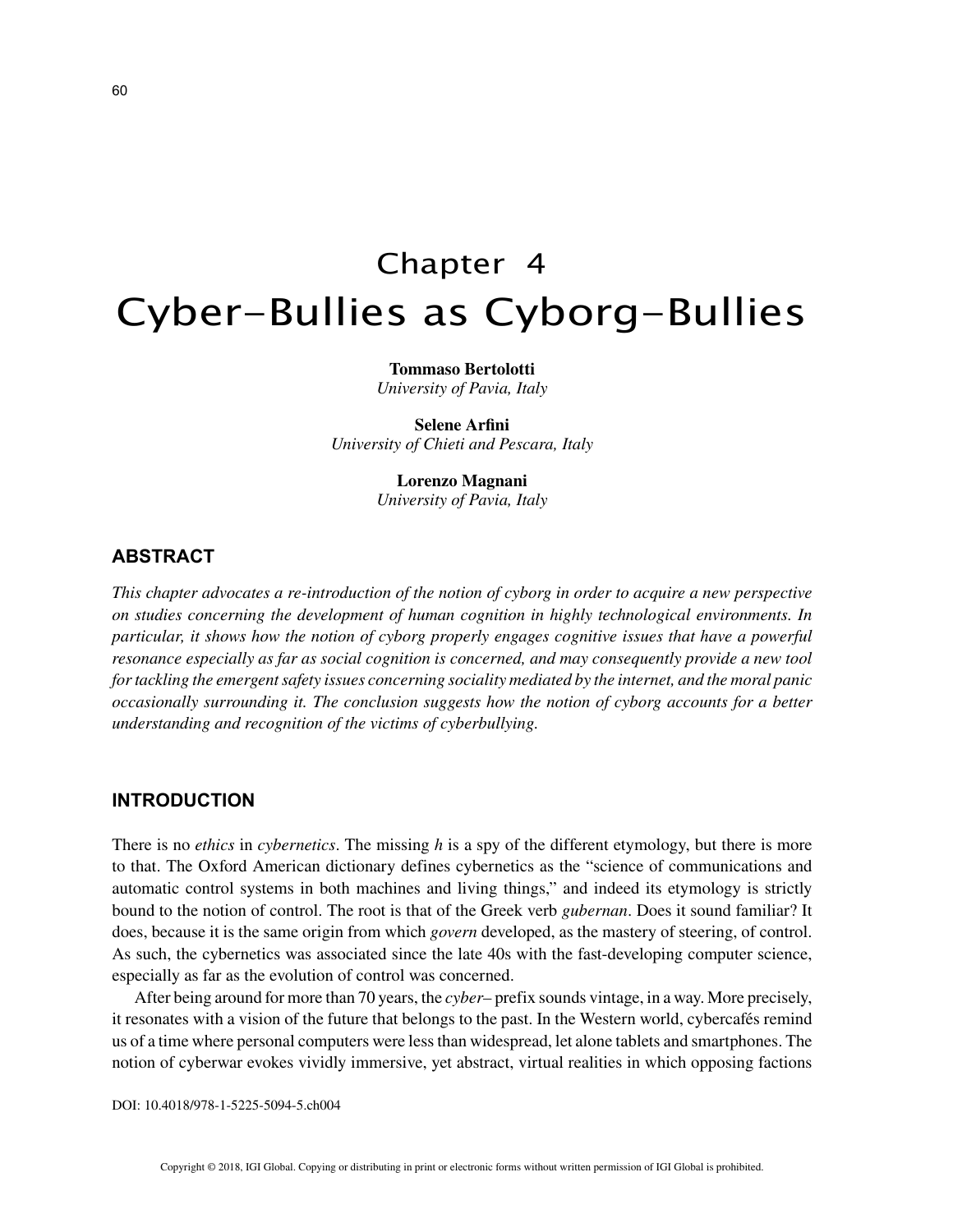# Chapter 4
# Cyber-Bullies as Cyborg-Bullies

**Tommaso Bertolotti**
*University of Pavia, Italy*

**Selene Arfini**
*University of Chieti and Pescara, Italy*

**Lorenzo Magnani**
*University of Pavia, Italy*

## ABSTRACT

*This chapter advocates a re-introduction of the notion of cyborg in order to acquire a new perspective on studies concerning the development of human cognition in highly technological environments. In particular, it shows how the notion of cyborg properly engages cognitive issues that have a powerful resonance especially as far as social cognition is concerned, and may consequently provide a new tool for tackling the emergent safety issues concerning sociality mediated by the internet, and the moral panic occasionally surrounding it. The conclusion suggests how the notion of cyborg accounts for a better understanding and recognition of the victims of cyberbullying.*

## INTRODUCTION

There is no *ethics* in *cybernetics*. The missing *h* is a spy of the different etymology, but there is more to that. The Oxford American dictionary defines cybernetics as the "science of communications and automatic control systems in both machines and living things," and indeed its etymology is strictly bound to the notion of control. The root is that of the Greek verb *gubernan*. Does it sound familiar? It does, because it is the same origin from which *govern* developed, as the mastery of steering, of control. As such, the cybernetics was associated since the late 40s with the fast-developing computer science, especially as far as the evolution of control was concerned.

After being around for more than 70 years, the *cyber*– prefix sounds vintage, in a way. More precisely, it resonates with a vision of the future that belongs to the past. In the Western world, cybercafés remind us of a time where personal computers were less than widespread, let alone tablets and smartphones. The notion of cyberwar evokes vividly immersive, yet abstract, virtual realities in which opposing factions

DOI: 10.4018/978-1-5225-5094-5.ch004

Copyright © 2018, IGI Global. Copying or distributing in print or electronic forms without written permission of IGI Global is prohibited.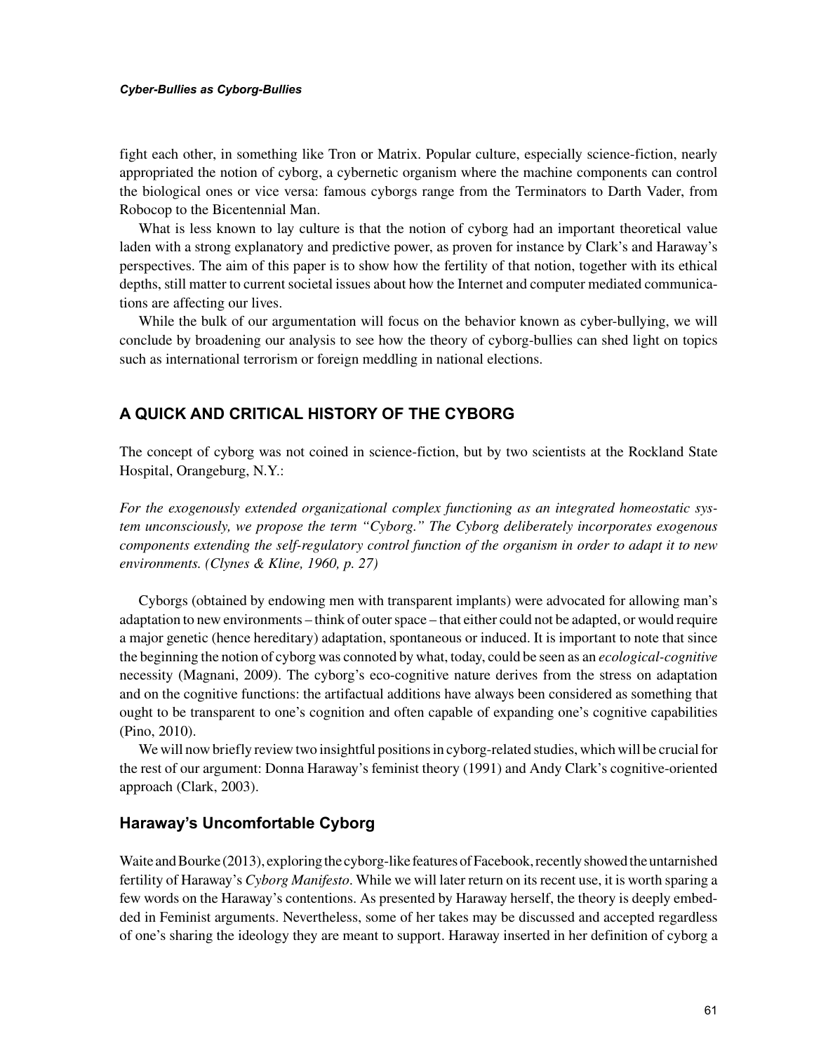fight each other, in something like Tron or Matrix. Popular culture, especially science-fiction, nearly appropriated the notion of cyborg, a cybernetic organism where the machine components can control the biological ones or vice versa: famous cyborgs range from the Terminators to Darth Vader, from Robocop to the Bicentennial Man.

What is less known to lay culture is that the notion of cyborg had an important theoretical value laden with a strong explanatory and predictive power, as proven for instance by Clark's and Haraway's perspectives. The aim of this paper is to show how the fertility of that notion, together with its ethical depths, still matter to current societal issues about how the Internet and computer mediated communications are affecting our lives.

While the bulk of our argumentation will focus on the behavior known as cyber-bullying, we will conclude by broadening our analysis to see how the theory of cyborg-bullies can shed light on topics such as international terrorism or foreign meddling in national elections.

## A QUICK AND CRITICAL HISTORY OF THE CYBORG

The concept of cyborg was not coined in science-fiction, but by two scientists at the Rockland State Hospital, Orangeburg, N.Y.:

*For the exogenously extended organizational complex functioning as an integrated homeostatic system unconsciously, we propose the term "Cyborg." The Cyborg deliberately incorporates exogenous components extending the self-regulatory control function of the organism in order to adapt it to new environments. (Clynes & Kline, 1960, p. 27)*

Cyborgs (obtained by endowing men with transparent implants) were advocated for allowing man's adaptation to new environments – think of outer space – that either could not be adapted, or would require a major genetic (hence hereditary) adaptation, spontaneous or induced. It is important to note that since the beginning the notion of cyborg was connoted by what, today, could be seen as an *ecological-cognitive* necessity (Magnani, 2009). The cyborg's eco-cognitive nature derives from the stress on adaptation and on the cognitive functions: the artifactual additions have always been considered as something that ought to be transparent to one's cognition and often capable of expanding one's cognitive capabilities (Pino, 2010).

We will now briefly review two insightful positions in cyborg-related studies, which will be crucial for the rest of our argument: Donna Haraway's feminist theory (1991) and Andy Clark's cognitive-oriented approach (Clark, 2003).

### Haraway's Uncomfortable Cyborg

Waite and Bourke (2013), exploring the cyborg-like features of Facebook, recently showed the untarnished fertility of Haraway's *Cyborg Manifesto*. While we will later return on its recent use, it is worth sparing a few words on the Haraway's contentions. As presented by Haraway herself, the theory is deeply embedded in Feminist arguments. Nevertheless, some of her takes may be discussed and accepted regardless of one's sharing the ideology they are meant to support. Haraway inserted in her definition of cyborg a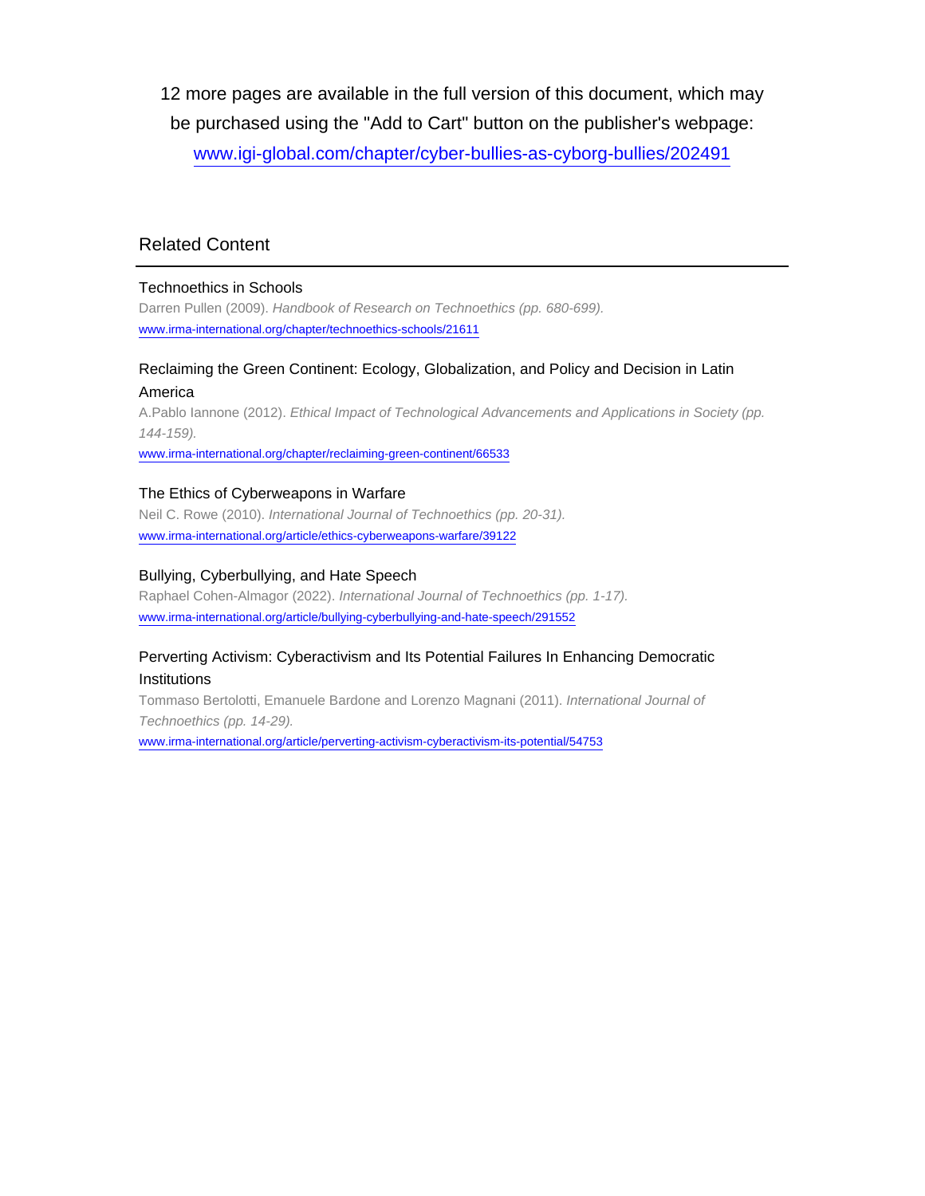12 more pages are available in the full version of this document, which may be purchased using the "Add to Cart" button on the publisher's webpage: www.igi-global.com/chapter/cyber-bullies-as-cyborg-bullies/202491

## Related Content

Technoethics in Schools
Darren Pullen (2009). *Handbook of Research on Technoethics (pp. 680-699).*
www.irma-international.org/chapter/technoethics-schools/21611

Reclaiming the Green Continent: Ecology, Globalization, and Policy and Decision in Latin America
A.Pablo Iannone (2012). *Ethical Impact of Technological Advancements and Applications in Society (pp. 144-159).*
www.irma-international.org/chapter/reclaiming-green-continent/66533

The Ethics of Cyberweapons in Warfare
Neil C. Rowe (2010). *International Journal of Technoethics (pp. 20-31).*
www.irma-international.org/article/ethics-cyberweapons-warfare/39122

Bullying, Cyberbullying, and Hate Speech
Raphael Cohen-Almagor (2022). *International Journal of Technoethics (pp. 1-17).*
www.irma-international.org/article/bullying-cyberbullying-and-hate-speech/291552

Perverting Activism: Cyberactivism and Its Potential Failures In Enhancing Democratic Institutions
Tommaso Bertolotti, Emanuele Bardone and Lorenzo Magnani (2011). *International Journal of Technoethics (pp. 14-29).*
www.irma-international.org/article/perverting-activism-cyberactivism-its-potential/54753